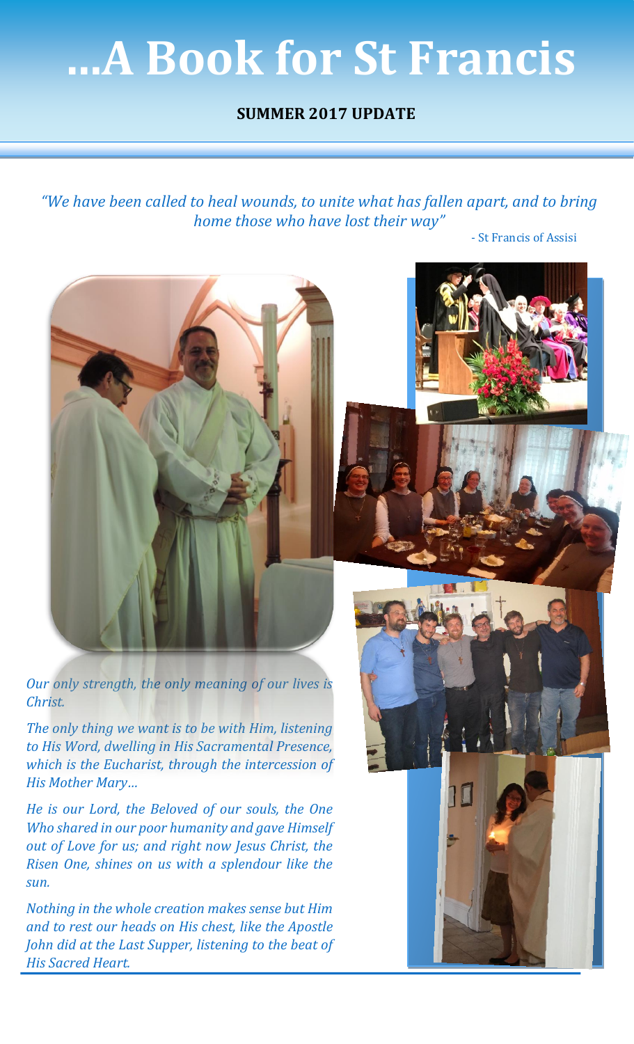# ...A Book for St Francis

**SUMMER 2017 UPDATE**

*"We have been called to heal wounds, to unite what has fallen apart, and to bring home those who have lost their way"*

- St Francis of Assisi

*Our only strength, the only meaning of our lives is Christ.*

*The only thing we want is to be with Him, listening to His Word, dwelling in His Sacramental Presence, which is the Eucharist, through the intercession of His Mother Mary…*

*He is our Lord, the Beloved of our souls, the One Who shared in our poor humanity and gave Himself out of Love for us; and right now Jesus Christ, the Risen One, shines on us with a splendour like the sun.*

*Nothing in the whole creation makes sense but Him and to rest our heads on His chest, like the Apostle John did at the Last Supper, listening to the beat of His Sacred Heart.*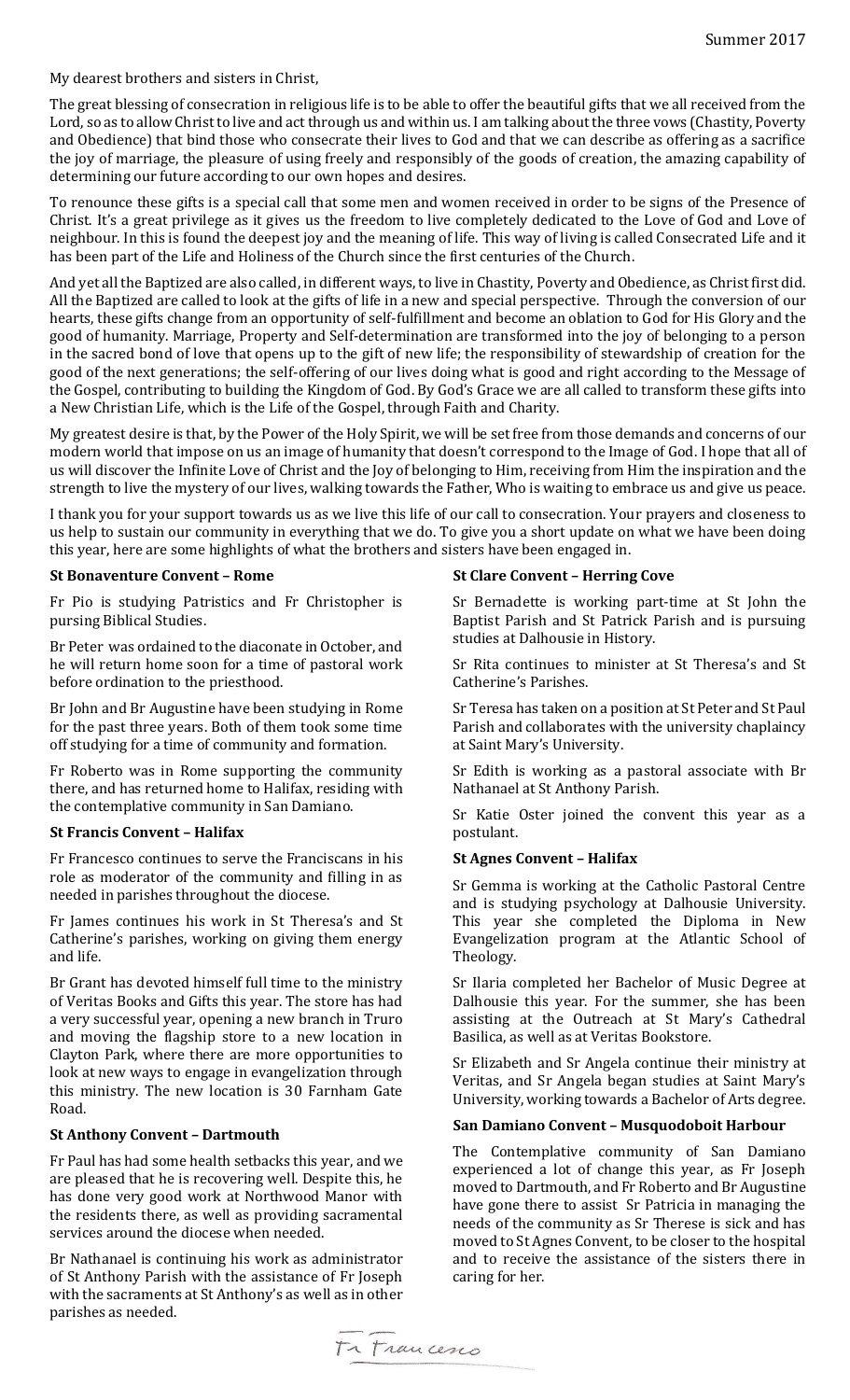Summer 2017

My dearest brothers and sisters in Christ,

The great blessing of consecration in religious life is to be able to offer the beautiful gifts that we all received from the Lord, so as to allow Christ to live and act through us and within us. I am talking about the three vows (Chastity, Poverty and Obedience) that bind those who consecrate their lives to God and that we can describe as offering as a sacrifice the joy of marriage, the pleasure of using freely and responsibly of the goods of creation, the amazing capability of determining our future according to our own hopes and desires.

To renounce these gifts is a special call that some men and women received in order to be signs of the Presence of Christ. It's a great privilege as it gives us the freedom to live completely dedicated to the Love of God and Love of neighbour. In this is found the deepest joy and the meaning of life. This way of living is called Consecrated Life and it has been part of the Life and Holiness of the Church since the first centuries of the Church.

And yet all the Baptized are also called, in different ways, to live in Chastity, Poverty and Obedience, as Christ first did. All the Baptized are called to look at the gifts of life in a new and special perspective. Through the conversion of our hearts, these gifts change from an opportunity of self-fulfillment and become an oblation to God for His Glory and the good of humanity. Marriage, Property and Self-determination are transformed into the joy of belonging to a person in the sacred bond of love that opens up to the gift of new life; the responsibility of stewardship of creation for the good of the next generations; the self-offering of our lives doing what is good and right according to the Message of the Gospel, contributing to building the Kingdom of God. By God's Grace we are all called to transform these gifts into a New Christian Life, which is the Life of the Gospel, through Faith and Charity.

My greatest desire is that, by the Power of the Holy Spirit, we will be set free from those demands and concerns of our modern world that impose on us an image of humanity that doesn't correspond to the Image of God. I hope that all of us will discover the Infinite Love of Christ and the Joy of belonging to Him, receiving from Him the inspiration and the strength to live the mystery of our lives, walking towards the Father, Who is waiting to embrace us and give us peace.

I thank you for your support towards us as we live this life of our call to consecration. Your prayers and closeness to us help to sustain our community in everything that we do. To give you a short update on what we have been doing this year, here are some highlights of what the brothers and sisters have been engaged in.

**St Bonaventure Convent – Rome**

Fr Pio is studying Patristics and Fr Christopher is pursuing Biblical Studies.

Br Peter was ordained to the diaconate in October, and he will return home soon for a time of pastoral work before ordination to the priesthood.

Br John and Br Augustine have been studying in Rome for the past three years. Both of them took some time off studying for a time of community and formation.

Fr Roberto was in Rome supporting the community there, and has returned home to Halifax, residing with the contemplative community in San Damiano.

**St Francis Convent – Halifax**

Fr Francesco continues to serve the Franciscans in his role as moderator of the community and filling in as needed in parishes throughout the diocese.

Fr James continues his work in St Theresa's and St Catherine's parishes, working on giving them energy and life.

Br Grant has devoted himself full time to the ministry of Veritas Books and Gifts this year. The store has had a very successful year, opening a new branch in Truro and moving the flagship store to a new location in Clayton Park, where there are more opportunities to look at new ways to engage in evangelization through this ministry. The new location is 30 Farnham Gate Road.

**St Anthony Convent – Dartmouth**

Fr Paul has had some health setbacks this year, and we are pleased that he is recovering well. Despite this, he has done very good work at Northwood Manor with the residents there, as well as providing sacramental services around the diocese when needed.

Br Nathanael is continuing his work as administrator of St Anthony Parish with the assistance of Fr Joseph with the sacraments at St Anthony's as well as in other parishes as needed.

**St Clare Convent – Herring Cove**

Sr Bernadette is working part-time at St John the Baptist Parish and St Patrick Parish and is pursuing studies at Dalhousie in History.

Sr Rita continues to minister at St Theresa's and St Catherine's Parishes.

Sr Teresa has taken on a position at St Peter and St Paul Parish and collaborates with the university chaplaincy at Saint Mary's University.

Sr Edith is working as a pastoral associate with Br Nathanael at St Anthony Parish.

Sr Katie Oster joined the convent this year as a postulant.

**St Agnes Convent – Halifax**

Sr Gemma is working at the Catholic Pastoral Centre and is studying psychology at Dalhousie University. This year she completed the Diploma in New Evangelization program at the Atlantic School of Theology.

Sr Ilaria completed her Bachelor of Music Degree at Dalhousie this year. For the summer, she has been assisting at the Outreach at St Mary's Cathedral Basilica, as well as at Veritas Bookstore.

Sr Elizabeth and Sr Angela continue their ministry at Veritas, and Sr Angela began studies at Saint Mary's University, working towards a Bachelor of Arts degree.

**San Damiano Convent – Musquodoboit Harbour**

The Contemplative community of San Damiano experienced a lot of change this year, as Fr Joseph moved to Dartmouth, and Fr Roberto and Br Augustine have gone there to assist Sr Patricia in managing the needs of the community as Sr Therese is sick and has moved to St Agnes Convent, to be closer to the hospital and to receive the assistance of the sisters there in caring for her.

Fr Francesco